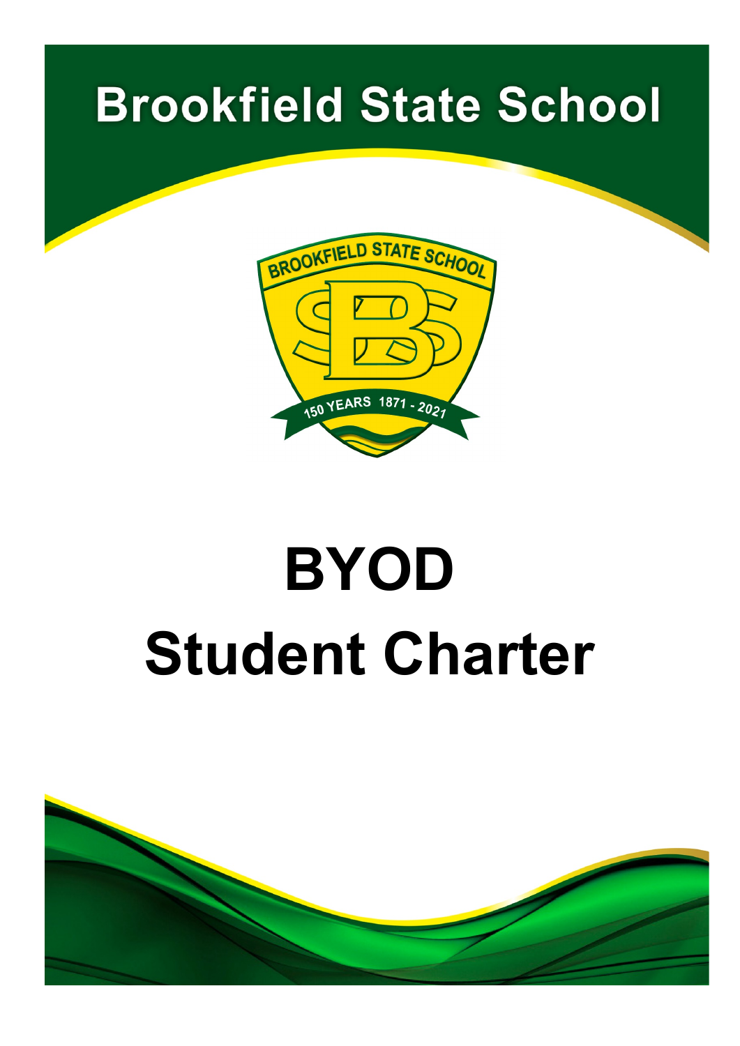# Brookfield State School

# BYOD

# Student Charter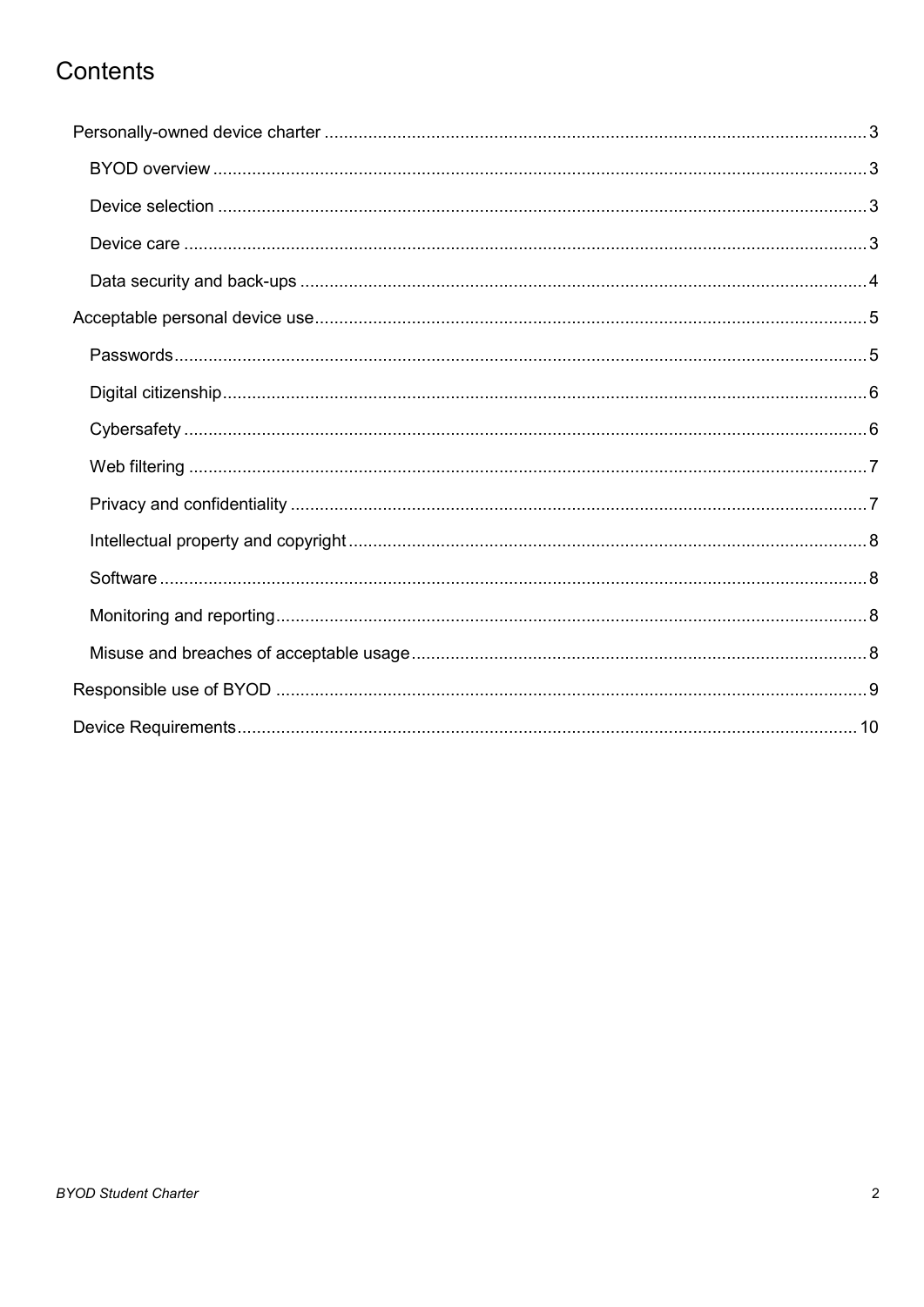# Contents

- Personally-owned device charter ... 3
  - BYOD overview ... 3
  - Device selection ... 3
  - Device care ... 3
  - Data security and back-ups ... 4
- Acceptable personal device use ... 5
  - Passwords ... 5
  - Digital citizenship ... 6
  - Cybersafety ... 6
  - Web filtering ... 7
  - Privacy and confidentiality ... 7
  - Intellectual property and copyright ... 8
  - Software ... 8
  - Monitoring and reporting ... 8
  - Misuse and breaches of acceptable usage ... 8
- Responsible use of BYOD ... 9
- Device Requirements ... 10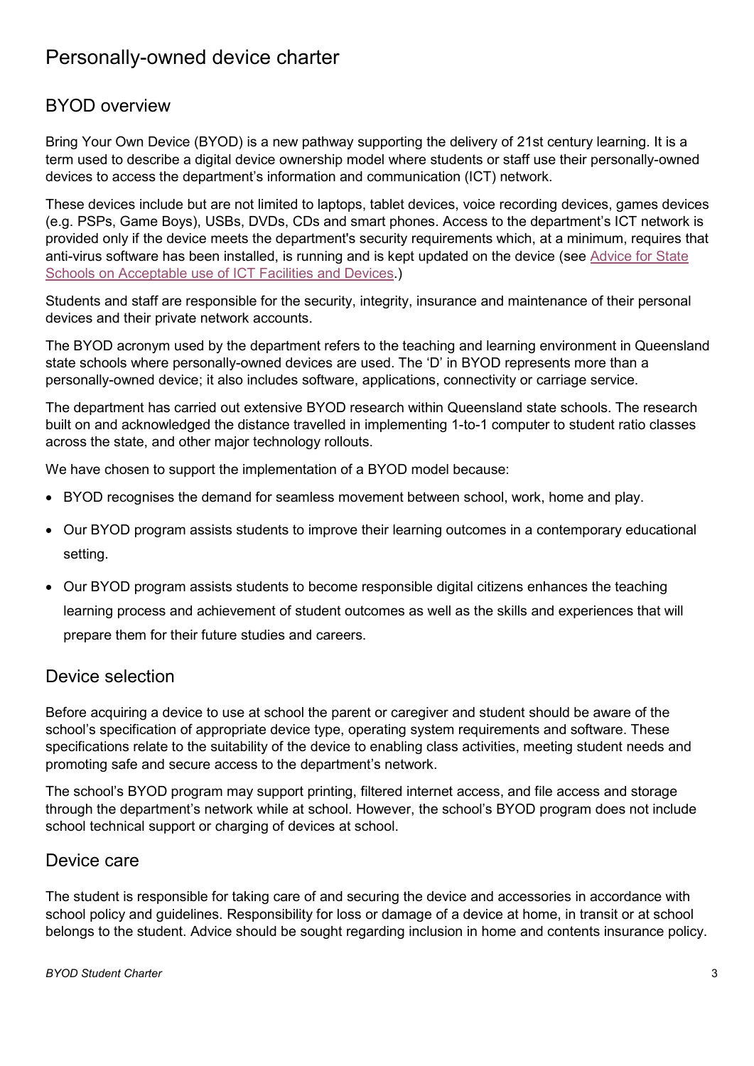# Personally-owned device charter

## BYOD overview

Bring Your Own Device (BYOD) is a new pathway supporting the delivery of 21st century learning. It is a term used to describe a digital device ownership model where students or staff use their personally-owned devices to access the department's information and communication (ICT) network.

These devices include but are not limited to laptops, tablet devices, voice recording devices, games devices (e.g. PSPs, Game Boys), USBs, DVDs, CDs and smart phones. Access to the department's ICT network is provided only if the device meets the department's security requirements which, at a minimum, requires that anti-virus software has been installed, is running and is kept updated on the device (see [Advice for State Schools on Acceptable use of ICT Facilities and Devices](#).)

Students and staff are responsible for the security, integrity, insurance and maintenance of their personal devices and their private network accounts.

The BYOD acronym used by the department refers to the teaching and learning environment in Queensland state schools where personally-owned devices are used. The 'D' in BYOD represents more than a personally-owned device; it also includes software, applications, connectivity or carriage service.

The department has carried out extensive BYOD research within Queensland state schools. The research built on and acknowledged the distance travelled in implementing 1-to-1 computer to student ratio classes across the state, and other major technology rollouts.

We have chosen to support the implementation of a BYOD model because:

- BYOD recognises the demand for seamless movement between school, work, home and play.
- Our BYOD program assists students to improve their learning outcomes in a contemporary educational setting.
- Our BYOD program assists students to become responsible digital citizens enhances the teaching learning process and achievement of student outcomes as well as the skills and experiences that will prepare them for their future studies and careers.

## Device selection

Before acquiring a device to use at school the parent or caregiver and student should be aware of the school's specification of appropriate device type, operating system requirements and software. These specifications relate to the suitability of the device to enabling class activities, meeting student needs and promoting safe and secure access to the department's network.

The school's BYOD program may support printing, filtered internet access, and file access and storage through the department's network while at school. However, the school's BYOD program does not include school technical support or charging of devices at school.

## Device care

The student is responsible for taking care of and securing the device and accessories in accordance with school policy and guidelines. Responsibility for loss or damage of a device at home, in transit or at school belongs to the student. Advice should be sought regarding inclusion in home and contents insurance policy.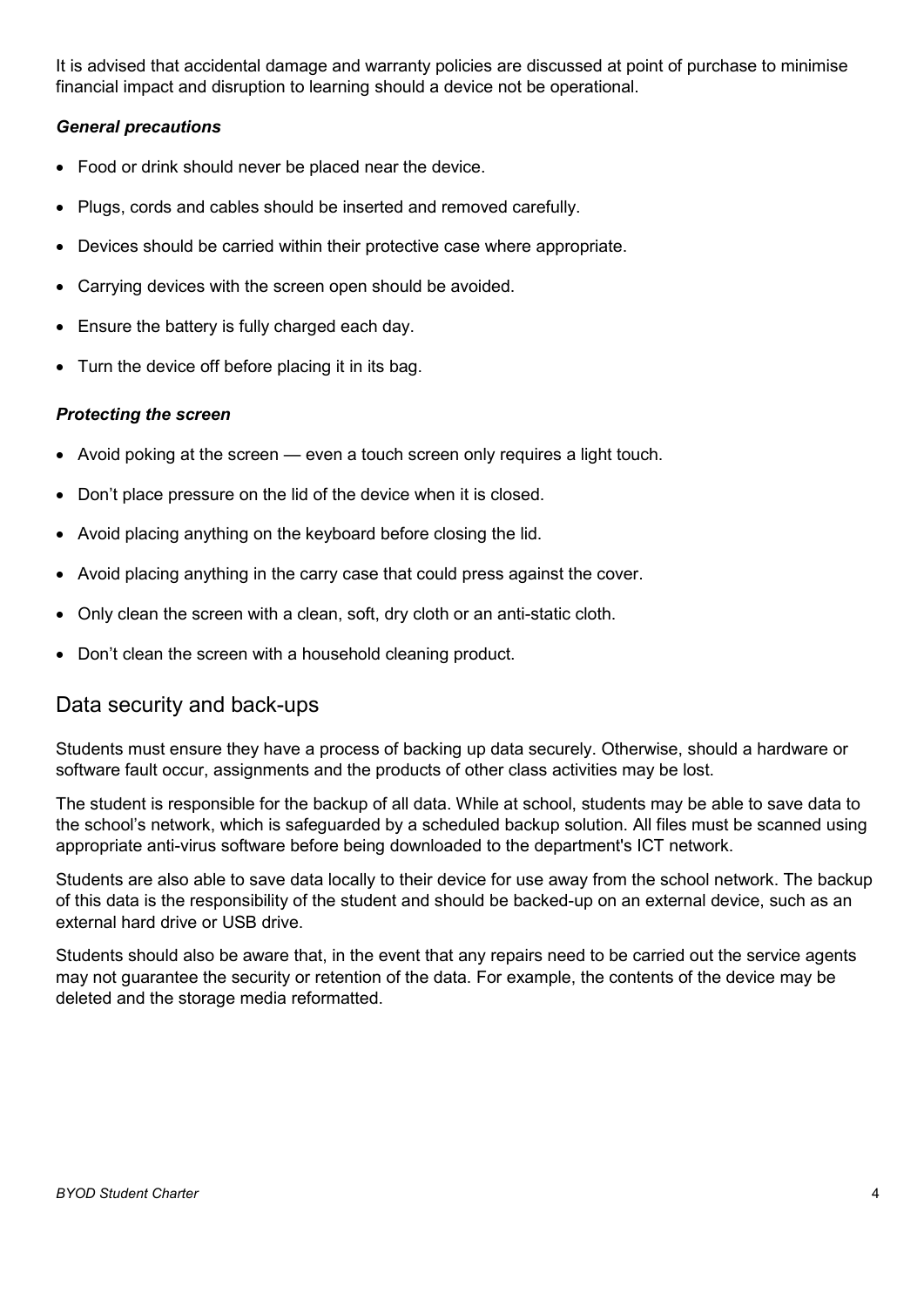It is advised that accidental damage and warranty policies are discussed at point of purchase to minimise financial impact and disruption to learning should a device not be operational.

### *General precautions*

- Food or drink should never be placed near the device.
- Plugs, cords and cables should be inserted and removed carefully.
- Devices should be carried within their protective case where appropriate.
- Carrying devices with the screen open should be avoided.
- Ensure the battery is fully charged each day.
- Turn the device off before placing it in its bag.

### *Protecting the screen*

- Avoid poking at the screen — even a touch screen only requires a light touch.
- Don't place pressure on the lid of the device when it is closed.
- Avoid placing anything on the keyboard before closing the lid.
- Avoid placing anything in the carry case that could press against the cover.
- Only clean the screen with a clean, soft, dry cloth or an anti-static cloth.
- Don't clean the screen with a household cleaning product.

## Data security and back-ups

Students must ensure they have a process of backing up data securely. Otherwise, should a hardware or software fault occur, assignments and the products of other class activities may be lost.

The student is responsible for the backup of all data. While at school, students may be able to save data to the school's network, which is safeguarded by a scheduled backup solution. All files must be scanned using appropriate anti-virus software before being downloaded to the department's ICT network.

Students are also able to save data locally to their device for use away from the school network. The backup of this data is the responsibility of the student and should be backed-up on an external device, such as an external hard drive or USB drive.

Students should also be aware that, in the event that any repairs need to be carried out the service agents may not guarantee the security or retention of the data. For example, the contents of the device may be deleted and the storage media reformatted.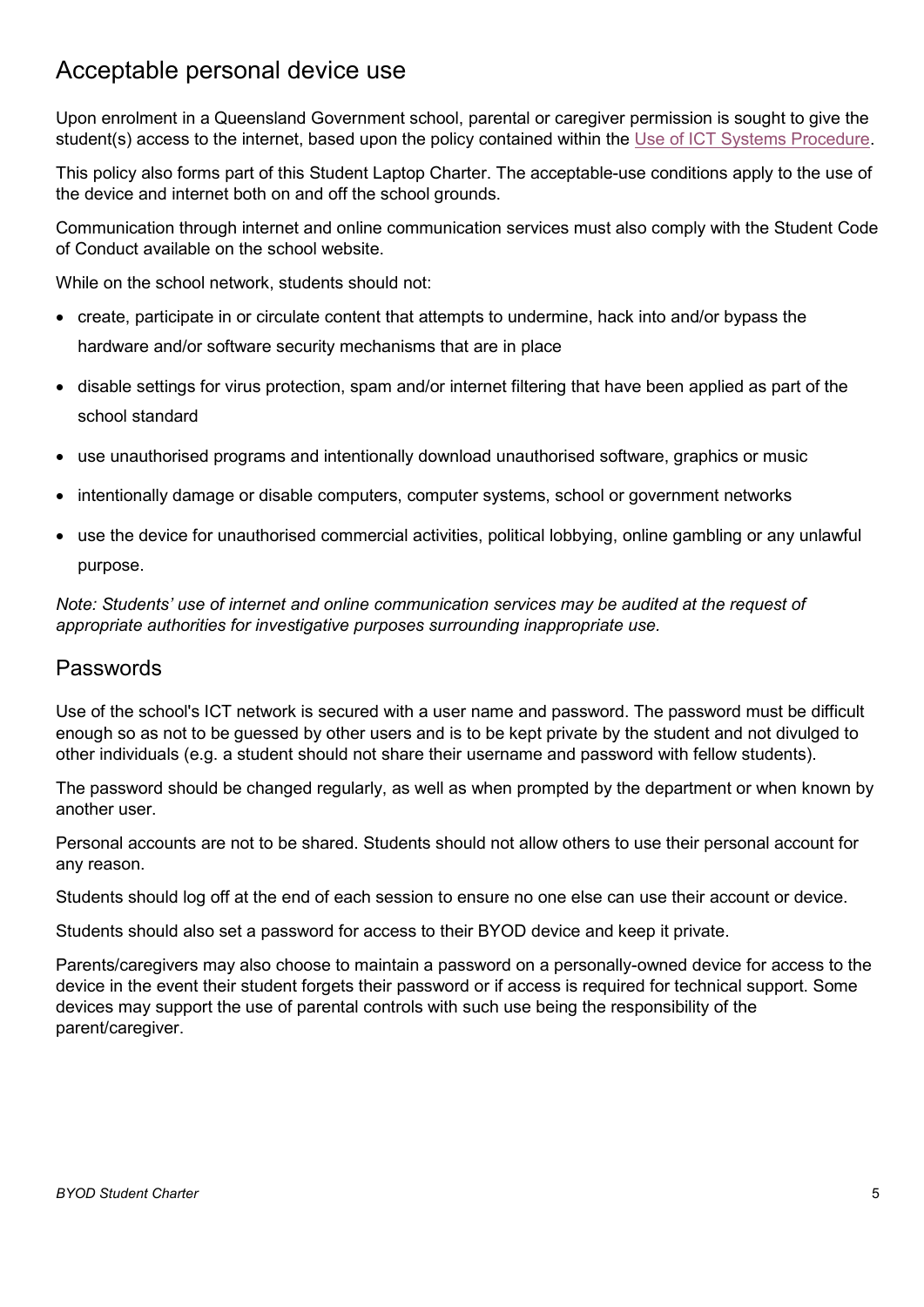## Acceptable personal device use

Upon enrolment in a Queensland Government school, parental or caregiver permission is sought to give the student(s) access to the internet, based upon the policy contained within the [Use of ICT Systems Procedure](#).

This policy also forms part of this Student Laptop Charter. The acceptable-use conditions apply to the use of the device and internet both on and off the school grounds.

Communication through internet and online communication services must also comply with the Student Code of Conduct available on the school website.

While on the school network, students should not:

- create, participate in or circulate content that attempts to undermine, hack into and/or bypass the hardware and/or software security mechanisms that are in place
- disable settings for virus protection, spam and/or internet filtering that have been applied as part of the school standard
- use unauthorised programs and intentionally download unauthorised software, graphics or music
- intentionally damage or disable computers, computer systems, school or government networks
- use the device for unauthorised commercial activities, political lobbying, online gambling or any unlawful purpose.

*Note: Students' use of internet and online communication services may be audited at the request of appropriate authorities for investigative purposes surrounding inappropriate use.*

## Passwords

Use of the school's ICT network is secured with a user name and password. The password must be difficult enough so as not to be guessed by other users and is to be kept private by the student and not divulged to other individuals (e.g. a student should not share their username and password with fellow students).

The password should be changed regularly, as well as when prompted by the department or when known by another user.

Personal accounts are not to be shared. Students should not allow others to use their personal account for any reason.

Students should log off at the end of each session to ensure no one else can use their account or device.

Students should also set a password for access to their BYOD device and keep it private.

Parents/caregivers may also choose to maintain a password on a personally-owned device for access to the device in the event their student forgets their password or if access is required for technical support. Some devices may support the use of parental controls with such use being the responsibility of the parent/caregiver.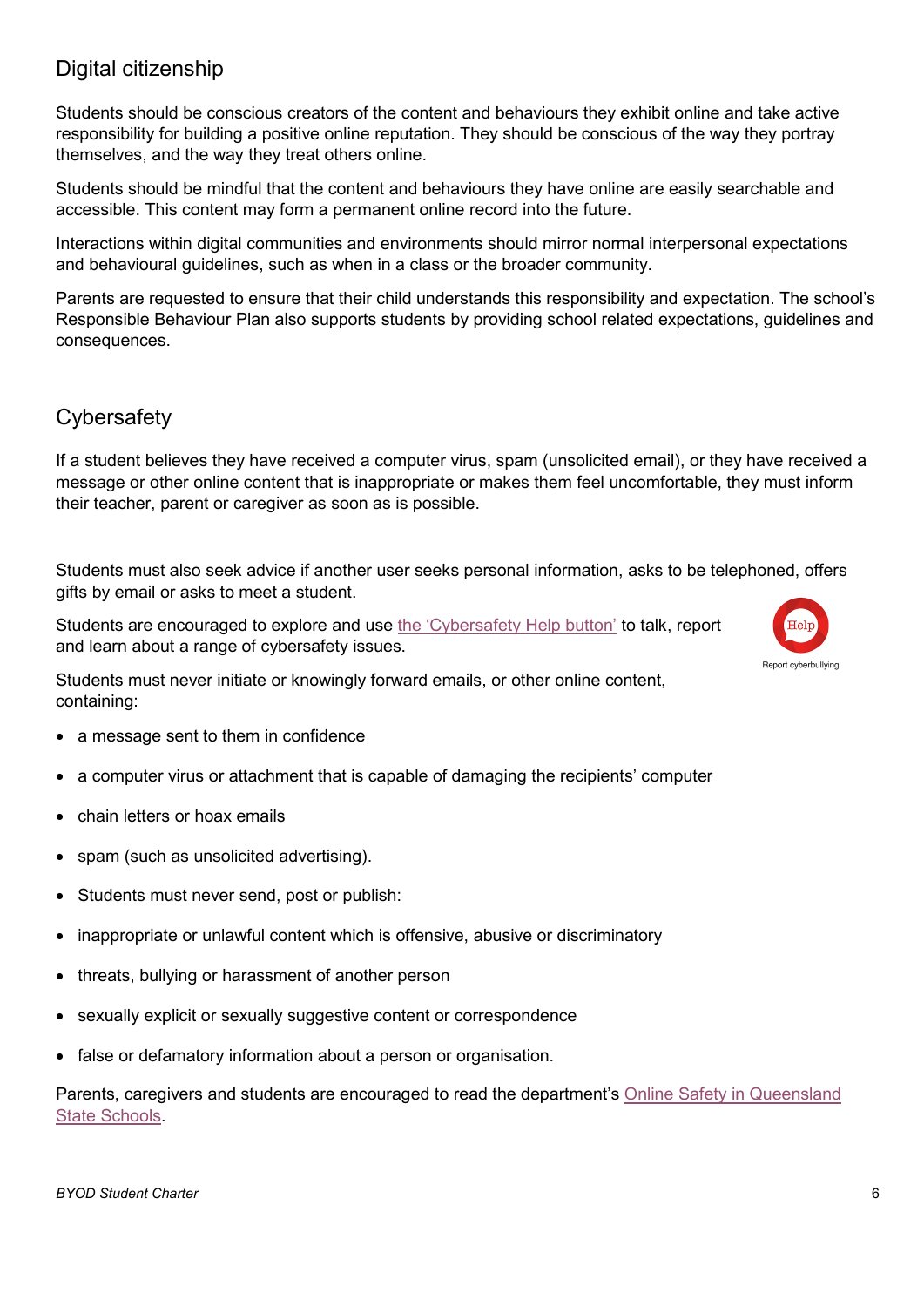## Digital citizenship

Students should be conscious creators of the content and behaviours they exhibit online and take active responsibility for building a positive online reputation. They should be conscious of the way they portray themselves, and the way they treat others online.

Students should be mindful that the content and behaviours they have online are easily searchable and accessible. This content may form a permanent online record into the future.

Interactions within digital communities and environments should mirror normal interpersonal expectations and behavioural guidelines, such as when in a class or the broader community.

Parents are requested to ensure that their child understands this responsibility and expectation. The school's Responsible Behaviour Plan also supports students by providing school related expectations, guidelines and consequences.

## Cybersafety

If a student believes they have received a computer virus, spam (unsolicited email), or they have received a message or other online content that is inappropriate or makes them feel uncomfortable, they must inform their teacher, parent or caregiver as soon as is possible.

Students must also seek advice if another user seeks personal information, asks to be telephoned, offers gifts by email or asks to meet a student.

Students are encouraged to explore and use the 'Cybersafety Help button' to talk, report and learn about a range of cybersafety issues.

Help
Report cyberbullying

Students must never initiate or knowingly forward emails, or other online content, containing:

- a message sent to them in confidence
- a computer virus or attachment that is capable of damaging the recipients' computer
- chain letters or hoax emails
- spam (such as unsolicited advertising).
- Students must never send, post or publish:
- inappropriate or unlawful content which is offensive, abusive or discriminatory
- threats, bullying or harassment of another person
- sexually explicit or sexually suggestive content or correspondence
- false or defamatory information about a person or organisation.

Parents, caregivers and students are encouraged to read the department's Online Safety in Queensland State Schools.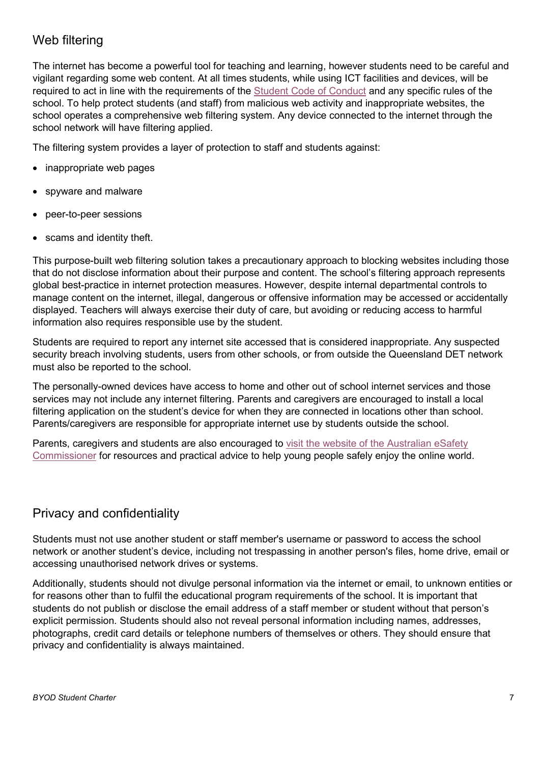## Web filtering

The internet has become a powerful tool for teaching and learning, however students need to be careful and vigilant regarding some web content. At all times students, while using ICT facilities and devices, will be required to act in line with the requirements of the Student Code of Conduct and any specific rules of the school. To help protect students (and staff) from malicious web activity and inappropriate websites, the school operates a comprehensive web filtering system. Any device connected to the internet through the school network will have filtering applied.

The filtering system provides a layer of protection to staff and students against:

- inappropriate web pages
- spyware and malware
- peer-to-peer sessions
- scams and identity theft.

This purpose-built web filtering solution takes a precautionary approach to blocking websites including those that do not disclose information about their purpose and content. The school's filtering approach represents global best-practice in internet protection measures. However, despite internal departmental controls to manage content on the internet, illegal, dangerous or offensive information may be accessed or accidentally displayed. Teachers will always exercise their duty of care, but avoiding or reducing access to harmful information also requires responsible use by the student.

Students are required to report any internet site accessed that is considered inappropriate. Any suspected security breach involving students, users from other schools, or from outside the Queensland DET network must also be reported to the school.

The personally-owned devices have access to home and other out of school internet services and those services may not include any internet filtering. Parents and caregivers are encouraged to install a local filtering application on the student's device for when they are connected in locations other than school. Parents/caregivers are responsible for appropriate internet use by students outside the school.

Parents, caregivers and students are also encouraged to visit the website of the Australian eSafety Commissioner for resources and practical advice to help young people safely enjoy the online world.

## Privacy and confidentiality

Students must not use another student or staff member's username or password to access the school network or another student's device, including not trespassing in another person's files, home drive, email or accessing unauthorised network drives or systems.

Additionally, students should not divulge personal information via the internet or email, to unknown entities or for reasons other than to fulfil the educational program requirements of the school. It is important that students do not publish or disclose the email address of a staff member or student without that person's explicit permission. Students should also not reveal personal information including names, addresses, photographs, credit card details or telephone numbers of themselves or others. They should ensure that privacy and confidentiality is always maintained.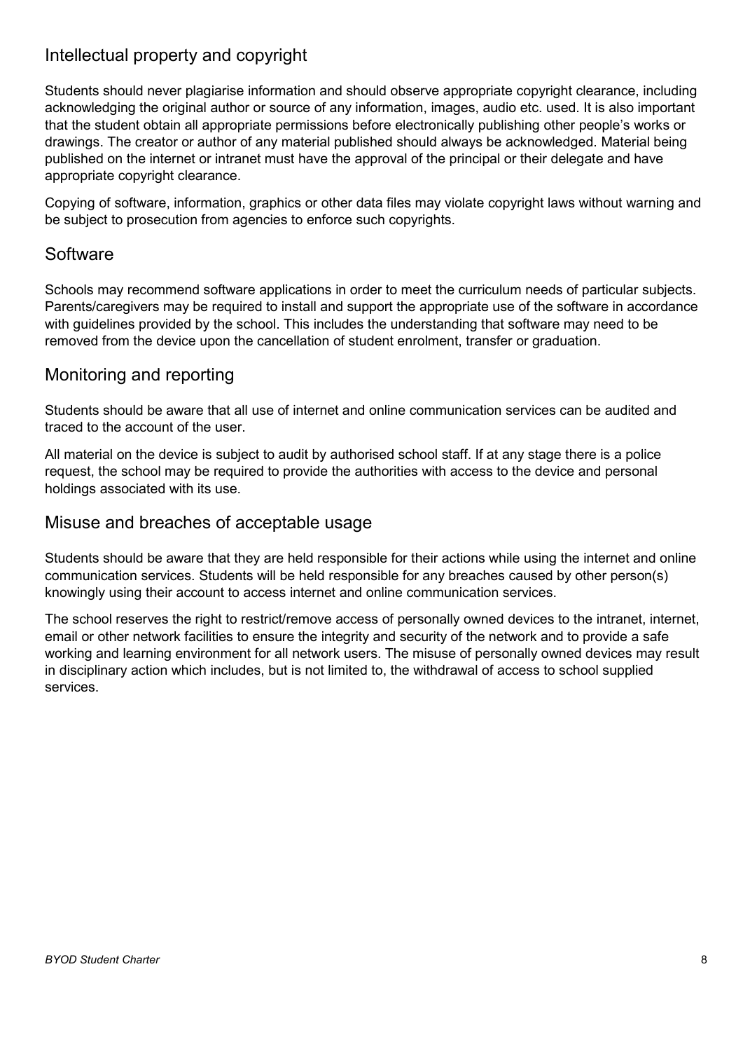## Intellectual property and copyright

Students should never plagiarise information and should observe appropriate copyright clearance, including acknowledging the original author or source of any information, images, audio etc. used. It is also important that the student obtain all appropriate permissions before electronically publishing other people's works or drawings. The creator or author of any material published should always be acknowledged. Material being published on the internet or intranet must have the approval of the principal or their delegate and have appropriate copyright clearance.

Copying of software, information, graphics or other data files may violate copyright laws without warning and be subject to prosecution from agencies to enforce such copyrights.

## Software

Schools may recommend software applications in order to meet the curriculum needs of particular subjects. Parents/caregivers may be required to install and support the appropriate use of the software in accordance with guidelines provided by the school. This includes the understanding that software may need to be removed from the device upon the cancellation of student enrolment, transfer or graduation.

## Monitoring and reporting

Students should be aware that all use of internet and online communication services can be audited and traced to the account of the user.

All material on the device is subject to audit by authorised school staff. If at any stage there is a police request, the school may be required to provide the authorities with access to the device and personal holdings associated with its use.

## Misuse and breaches of acceptable usage

Students should be aware that they are held responsible for their actions while using the internet and online communication services. Students will be held responsible for any breaches caused by other person(s) knowingly using their account to access internet and online communication services.

The school reserves the right to restrict/remove access of personally owned devices to the intranet, internet, email or other network facilities to ensure the integrity and security of the network and to provide a safe working and learning environment for all network users. The misuse of personally owned devices may result in disciplinary action which includes, but is not limited to, the withdrawal of access to school supplied services.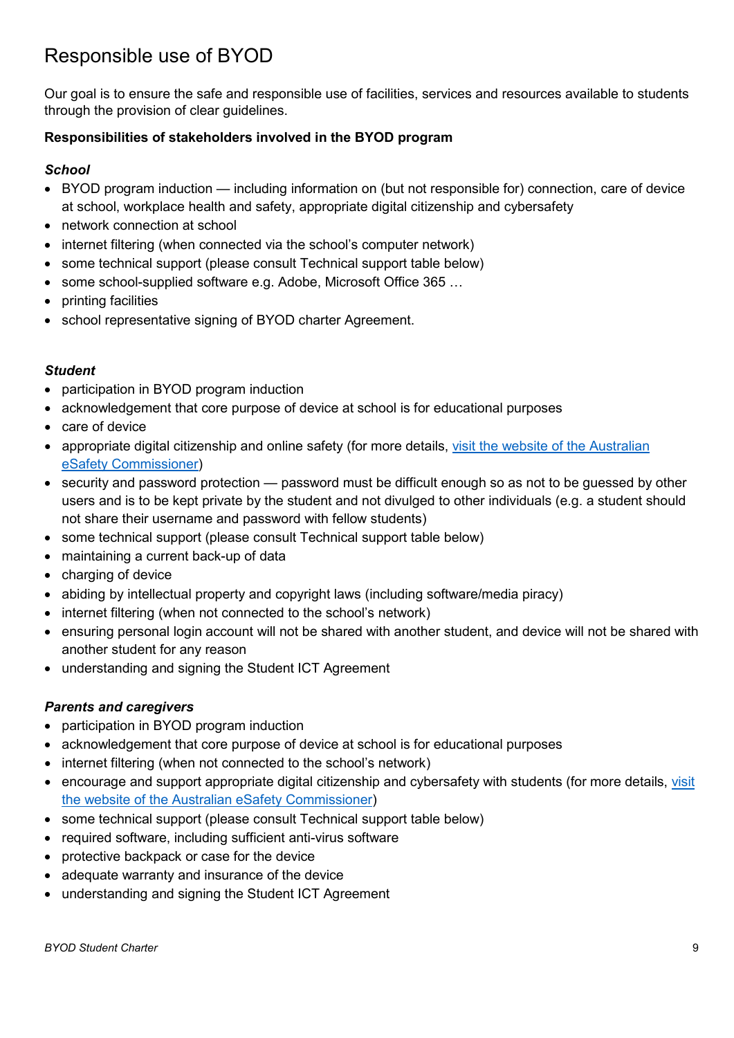# Responsible use of BYOD

Our goal is to ensure the safe and responsible use of facilities, services and resources available to students through the provision of clear guidelines.

**Responsibilities of stakeholders involved in the BYOD program**

***School***

- BYOD program induction — including information on (but not responsible for) connection, care of device at school, workplace health and safety, appropriate digital citizenship and cybersafety
- network connection at school
- internet filtering (when connected via the school's computer network)
- some technical support (please consult Technical support table below)
- some school-supplied software e.g. Adobe, Microsoft Office 365 …
- printing facilities
- school representative signing of BYOD charter Agreement.

***Student***

- participation in BYOD program induction
- acknowledgement that core purpose of device at school is for educational purposes
- care of device
- appropriate digital citizenship and online safety (for more details, [visit the website of the Australian eSafety Commissioner](#))
- security and password protection — password must be difficult enough so as not to be guessed by other users and is to be kept private by the student and not divulged to other individuals (e.g. a student should not share their username and password with fellow students)
- some technical support (please consult Technical support table below)
- maintaining a current back-up of data
- charging of device
- abiding by intellectual property and copyright laws (including software/media piracy)
- internet filtering (when not connected to the school's network)
- ensuring personal login account will not be shared with another student, and device will not be shared with another student for any reason
- understanding and signing the Student ICT Agreement

***Parents and caregivers***

- participation in BYOD program induction
- acknowledgement that core purpose of device at school is for educational purposes
- internet filtering (when not connected to the school's network)
- encourage and support appropriate digital citizenship and cybersafety with students (for more details, [visit the website of the Australian eSafety Commissioner](#))
- some technical support (please consult Technical support table below)
- required software, including sufficient anti-virus software
- protective backpack or case for the device
- adequate warranty and insurance of the device
- understanding and signing the Student ICT Agreement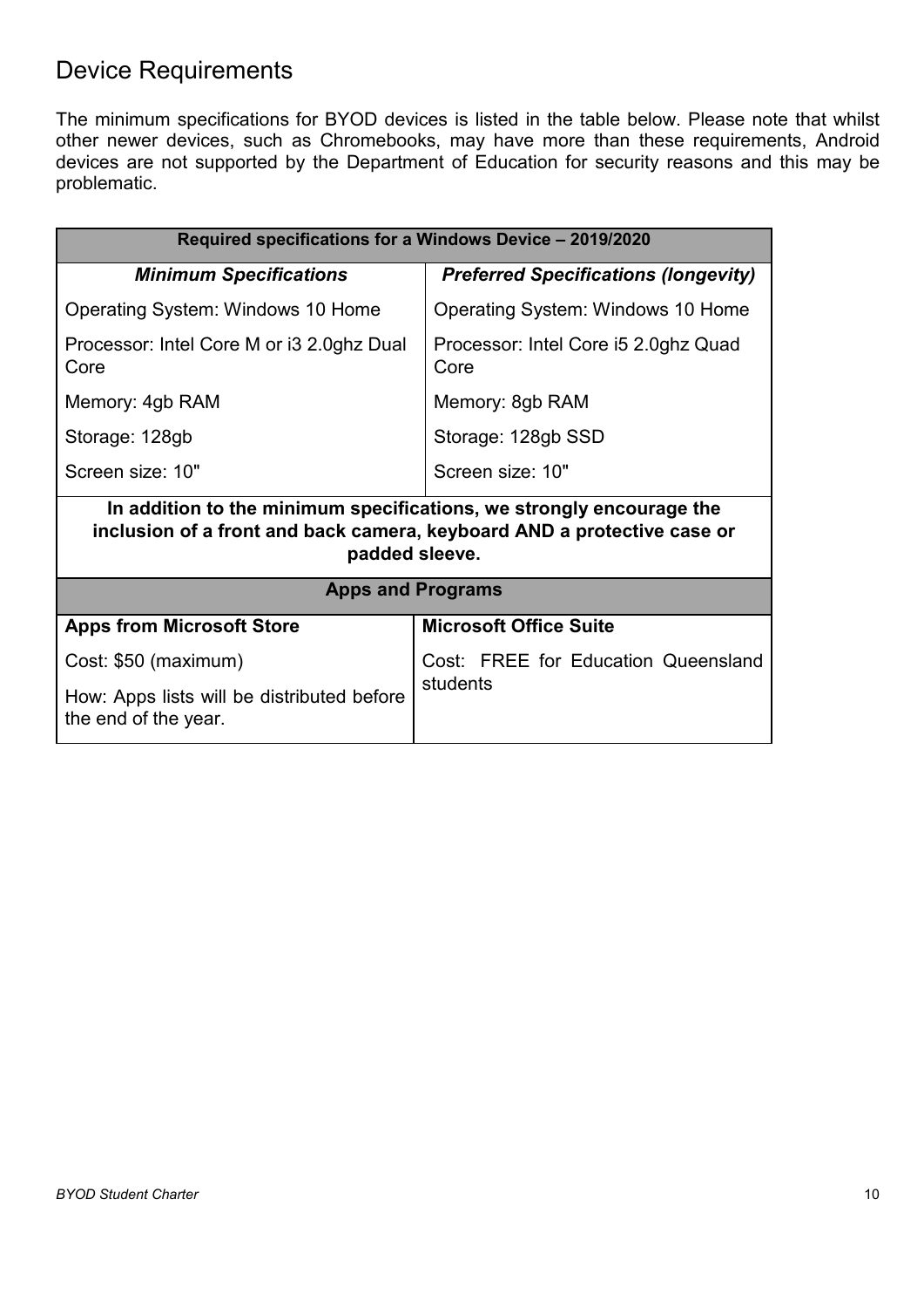## Device Requirements

The minimum specifications for BYOD devices is listed in the table below. Please note that whilst other newer devices, such as Chromebooks, may have more than these requirements, Android devices are not supported by the Department of Education for security reasons and this may be problematic.

| Required specifications for a Windows Device – 2019/2020 | |
|---|---|
| ***Minimum Specifications*** | ***Preferred Specifications (longevity)*** |
| Operating System: Windows 10 Home | Operating System: Windows 10 Home |
| Processor: Intel Core M or i3 2.0ghz Dual Core | Processor: Intel Core i5 2.0ghz Quad Core |
| Memory: 4gb RAM | Memory: 8gb RAM |
| Storage: 128gb | Storage: 128gb SSD |
| Screen size: 10" | Screen size: 10" |
| **In addition to the minimum specifications, we strongly encourage the inclusion of a front and back camera, keyboard AND a protective case or padded sleeve.** | |
| **Apps and Programs** | |
| **Apps from Microsoft Store** | **Microsoft Office Suite** |
| Cost: $50 (maximum)<br>How: Apps lists will be distributed before the end of the year. | Cost: FREE for Education Queensland students |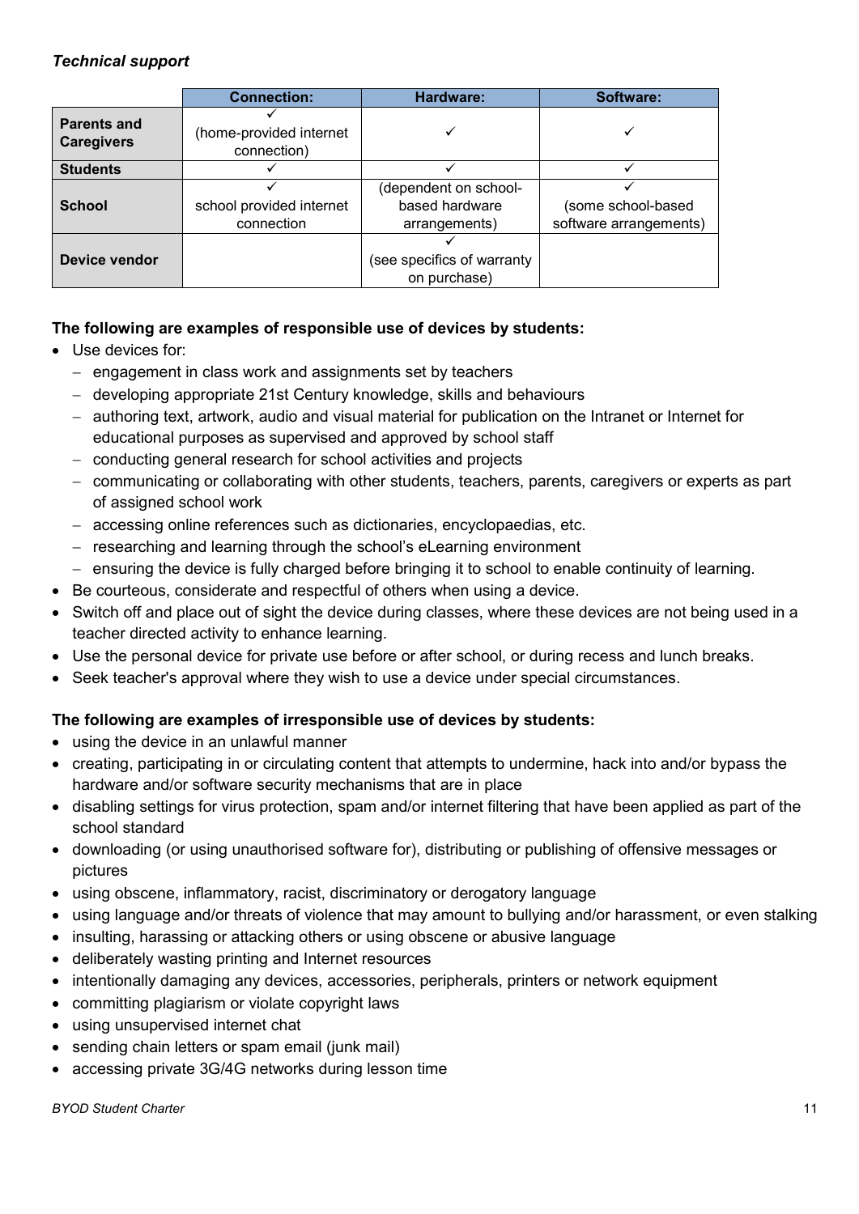***Technical support***

| | Connection: | Hardware: | Software: |
|---|---|---|---|
| **Parents and Caregivers** | ✓ (home-provided internet connection) | ✓ | ✓ |
| **Students** | ✓ | ✓ | ✓ |
| **School** | ✓ school provided internet connection | (dependent on school-based hardware arrangements) | ✓ (some school-based software arrangements) |
| **Device vendor** | | ✓ (see specifics of warranty on purchase) | |

**The following are examples of responsible use of devices by students:**

- Use devices for:
  - engagement in class work and assignments set by teachers
  - developing appropriate 21st Century knowledge, skills and behaviours
  - authoring text, artwork, audio and visual material for publication on the Intranet or Internet for educational purposes as supervised and approved by school staff
  - conducting general research for school activities and projects
  - communicating or collaborating with other students, teachers, parents, caregivers or experts as part of assigned school work
  - accessing online references such as dictionaries, encyclopaedias, etc.
  - researching and learning through the school's eLearning environment
  - ensuring the device is fully charged before bringing it to school to enable continuity of learning.
- Be courteous, considerate and respectful of others when using a device.
- Switch off and place out of sight the device during classes, where these devices are not being used in a teacher directed activity to enhance learning.
- Use the personal device for private use before or after school, or during recess and lunch breaks.
- Seek teacher's approval where they wish to use a device under special circumstances.

**The following are examples of irresponsible use of devices by students:**

- using the device in an unlawful manner
- creating, participating in or circulating content that attempts to undermine, hack into and/or bypass the hardware and/or software security mechanisms that are in place
- disabling settings for virus protection, spam and/or internet filtering that have been applied as part of the school standard
- downloading (or using unauthorised software for), distributing or publishing of offensive messages or pictures
- using obscene, inflammatory, racist, discriminatory or derogatory language
- using language and/or threats of violence that may amount to bullying and/or harassment, or even stalking
- insulting, harassing or attacking others or using obscene or abusive language
- deliberately wasting printing and Internet resources
- intentionally damaging any devices, accessories, peripherals, printers or network equipment
- committing plagiarism or violate copyright laws
- using unsupervised internet chat
- sending chain letters or spam email (junk mail)
- accessing private 3G/4G networks during lesson time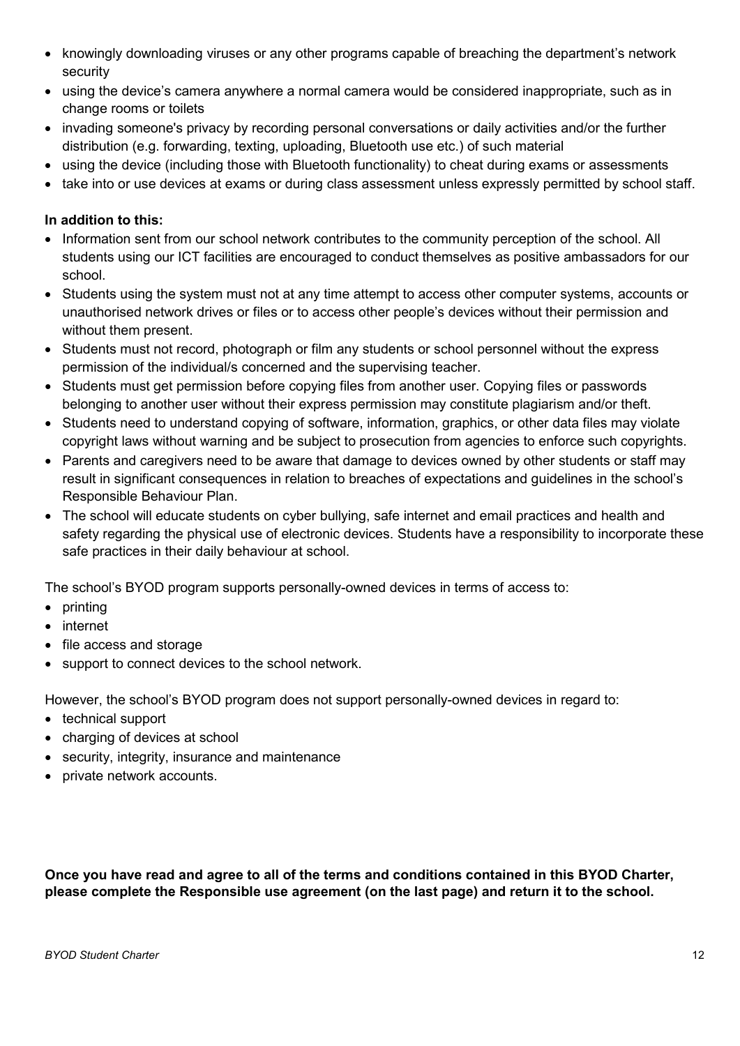- knowingly downloading viruses or any other programs capable of breaching the department's network security
- using the device's camera anywhere a normal camera would be considered inappropriate, such as in change rooms or toilets
- invading someone's privacy by recording personal conversations or daily activities and/or the further distribution (e.g. forwarding, texting, uploading, Bluetooth use etc.) of such material
- using the device (including those with Bluetooth functionality) to cheat during exams or assessments
- take into or use devices at exams or during class assessment unless expressly permitted by school staff.

**In addition to this:**

- Information sent from our school network contributes to the community perception of the school. All students using our ICT facilities are encouraged to conduct themselves as positive ambassadors for our school.
- Students using the system must not at any time attempt to access other computer systems, accounts or unauthorised network drives or files or to access other people's devices without their permission and without them present.
- Students must not record, photograph or film any students or school personnel without the express permission of the individual/s concerned and the supervising teacher.
- Students must get permission before copying files from another user. Copying files or passwords belonging to another user without their express permission may constitute plagiarism and/or theft.
- Students need to understand copying of software, information, graphics, or other data files may violate copyright laws without warning and be subject to prosecution from agencies to enforce such copyrights.
- Parents and caregivers need to be aware that damage to devices owned by other students or staff may result in significant consequences in relation to breaches of expectations and guidelines in the school's Responsible Behaviour Plan.
- The school will educate students on cyber bullying, safe internet and email practices and health and safety regarding the physical use of electronic devices. Students have a responsibility to incorporate these safe practices in their daily behaviour at school.

The school's BYOD program supports personally-owned devices in terms of access to:

- printing
- internet
- file access and storage
- support to connect devices to the school network.

However, the school's BYOD program does not support personally-owned devices in regard to:

- technical support
- charging of devices at school
- security, integrity, insurance and maintenance
- private network accounts.

**Once you have read and agree to all of the terms and conditions contained in this BYOD Charter, please complete the Responsible use agreement (on the last page) and return it to the school.**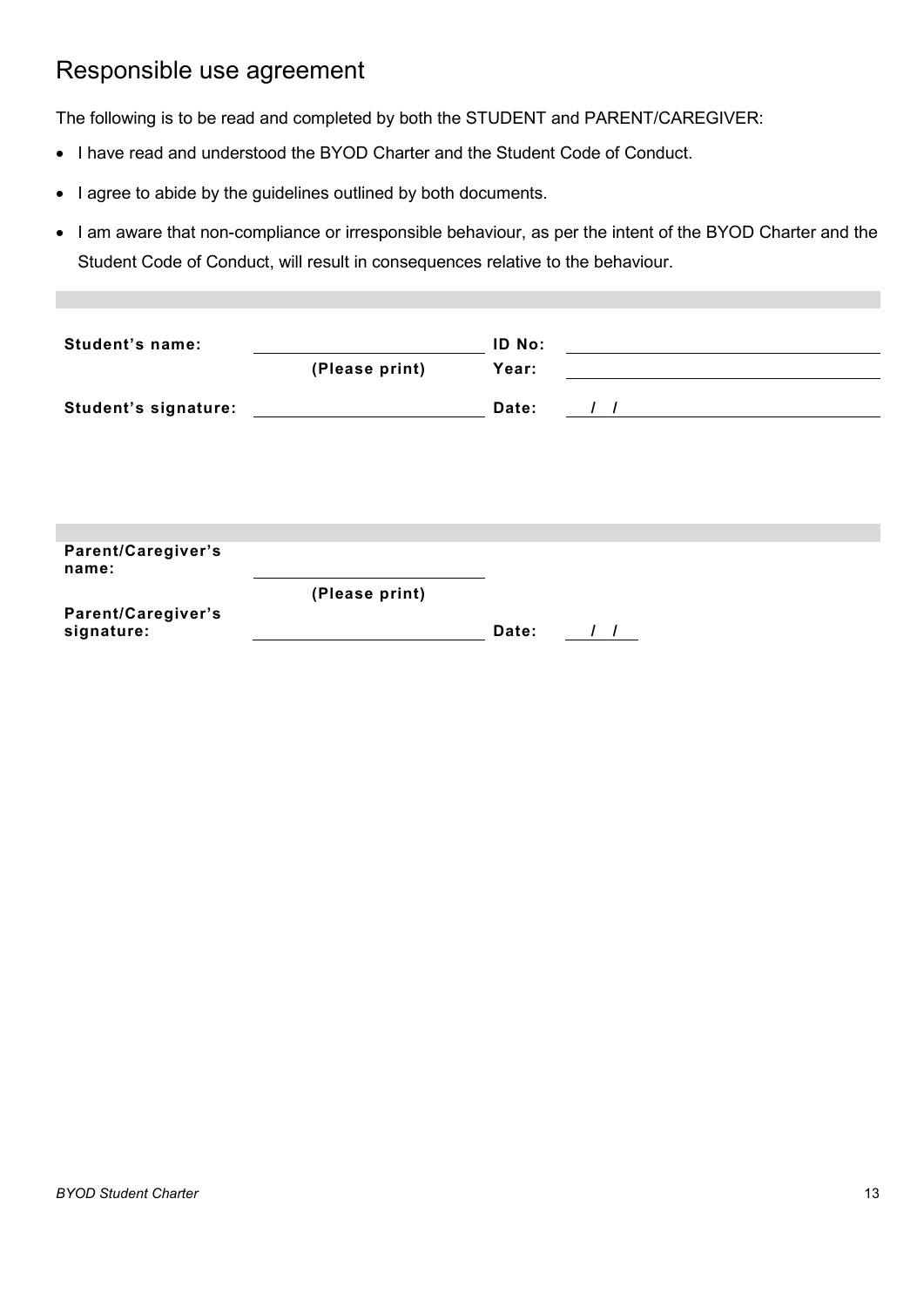## Responsible use agreement

The following is to be read and completed by both the STUDENT and PARENT/CAREGIVER:

- I have read and understood the BYOD Charter and the Student Code of Conduct.
- I agree to abide by the guidelines outlined by both documents.
- I am aware that non-compliance or irresponsible behaviour, as per the intent of the BYOD Charter and the Student Code of Conduct, will result in consequences relative to the behaviour.

| | | | |
|---|---|---|---|
| **Student's name:** | ______________________ **(Please print)** | **ID No:** | ______________________ |
| | | **Year:** | ______________________ |
| **Student's signature:** | ______________________ | **Date:** | / / |

| | | | |
|---|---|---|---|
| **Parent/Caregiver's name:** | ______________________ **(Please print)** | | |
| **Parent/Caregiver's signature:** | ______________________ | **Date:** | / / |